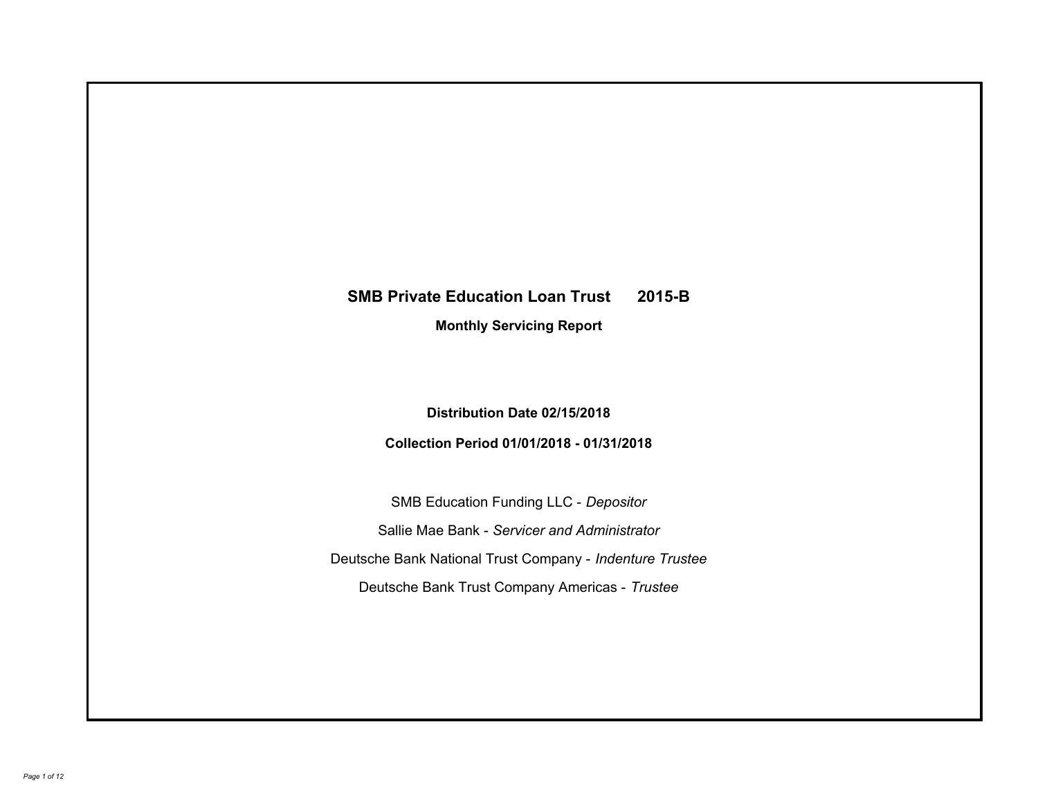# SMB Private Education Loan Trust 2015-B

## Monthly Servicing Report

**Distribution Date 02/15/2018**

**Collection Period 01/01/2018 - 01/31/2018**

SMB Education Funding LLC - *Depositor*

Sallie Mae Bank - *Servicer and Administrator*

Deutsche Bank National Trust Company - *Indenture Trustee*

Deutsche Bank Trust Company Americas - *Trustee*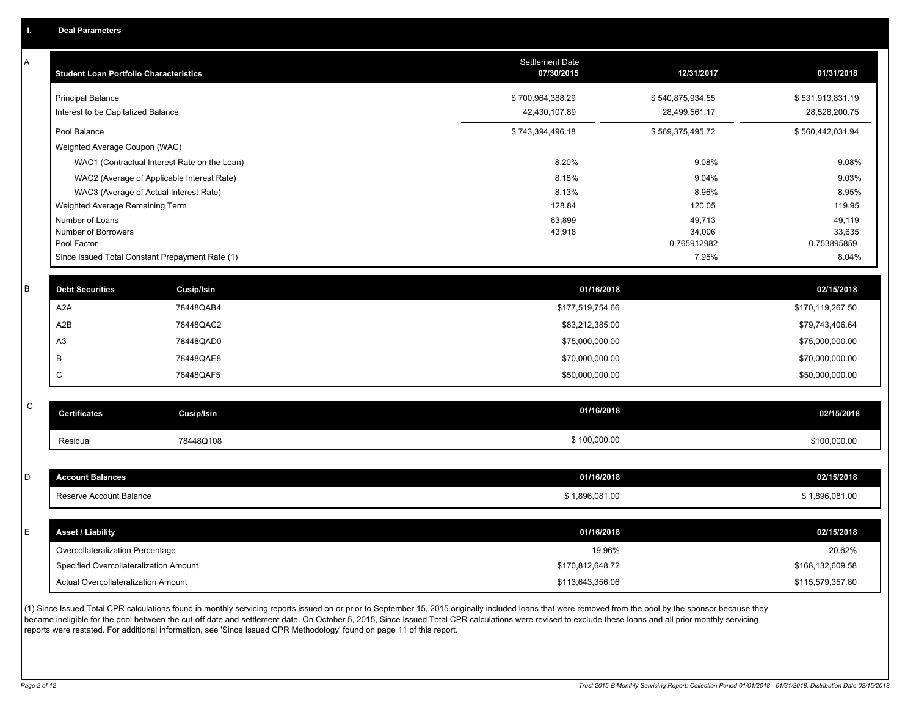## I. Deal Parameters

### A

| Student Loan Portfolio Characteristics | Settlement Date 07/30/2015 | 12/31/2017 | 01/31/2018 |
|---|---|---|---|
| Principal Balance | $ 700,964,388.29 | $ 540,875,934.55 | $ 531,913,831.19 |
| Interest to be Capitalized Balance | 42,430,107.89 | 28,499,561.17 | 28,528,200.75 |
| Pool Balance | $ 743,394,496.18 | $ 569,375,495.72 | $ 560,442,031.94 |
| Weighted Average Coupon (WAC) | | | |
| WAC1 (Contractual Interest Rate on the Loan) | 8.20% | 9.08% | 9.08% |
| WAC2 (Average of Applicable Interest Rate) | 8.18% | 9.04% | 9.03% |
| WAC3 (Average of Actual Interest Rate) | 8.13% | 8.96% | 8.95% |
| Weighted Average Remaining Term | 128.84 | 120.05 | 119.95 |
| Number of Loans | 63,899 | 49,713 | 49,119 |
| Number of Borrowers | 43,918 | 34,006 | 33,635 |
| Pool Factor | | 0.765912982 | 0.753895859 |
| Since Issued Total Constant Prepayment Rate (1) | | 7.95% | 8.04% |

### B

| Debt Securities | Cusip/Isin | 01/16/2018 | 02/15/2018 |
|---|---|---|---|
| A2A | 78448QAB4 | $177,519,754.66 | $170,119,267.50 |
| A2B | 78448QAC2 | $83,212,385.00 | $79,743,406.64 |
| A3 | 78448QAD0 | $75,000,000.00 | $75,000,000.00 |
| B | 78448QAE8 | $70,000,000.00 | $70,000,000.00 |
| C | 78448QAF5 | $50,000,000.00 | $50,000,000.00 |

### C

| Certificates | Cusip/Isin | 01/16/2018 | 02/15/2018 |
|---|---|---|---|
| Residual | 78448Q108 | $ 100,000.00 | $100,000.00 |

### D

| Account Balances | 01/16/2018 | 02/15/2018 |
|---|---|---|
| Reserve Account Balance | $ 1,896,081.00 | $ 1,896,081.00 |

### E

| Asset / Liability | 01/16/2018 | 02/15/2018 |
|---|---|---|
| Overcollateralization Percentage | 19.96% | 20.62% |
| Specified Overcollateralization Amount | $170,812,648.72 | $168,132,609.58 |
| Actual Overcollateralization Amount | $113,643,356.06 | $115,579,357.80 |

(1) Since Issued Total CPR calculations found in monthly servicing reports issued on or prior to September 15, 2015 originally included loans that were removed from the pool by the sponsor because they became ineligible for the pool between the cut-off date and settlement date. On October 5, 2015, Since Issued Total CPR calculations were revised to exclude these loans and all prior monthly servicing reports were restated. For additional information, see 'Since Issued CPR Methodology' found on page 11 of this report.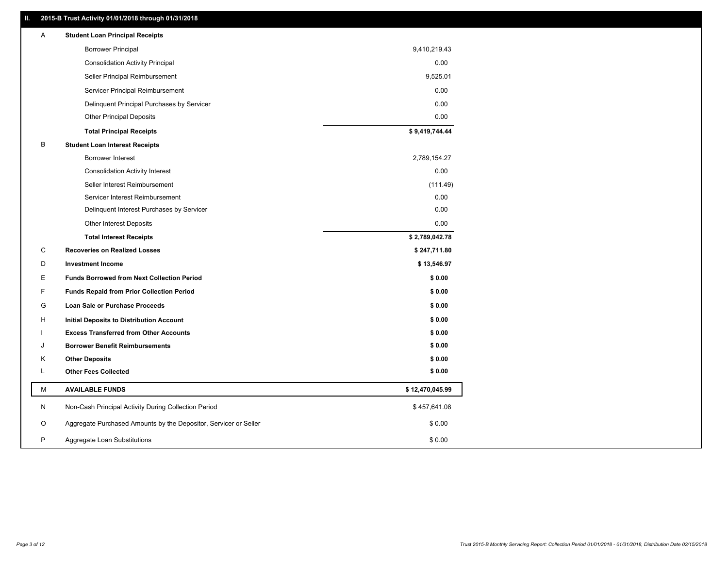## II. 2015-B Trust Activity 01/01/2018 through 01/31/2018

| | | |
|---|---|---|
| A | **Student Loan Principal Receipts** | |
| | Borrower Principal | 9,410,219.43 |
| | Consolidation Activity Principal | 0.00 |
| | Seller Principal Reimbursement | 9,525.01 |
| | Servicer Principal Reimbursement | 0.00 |
| | Delinquent Principal Purchases by Servicer | 0.00 |
| | Other Principal Deposits | 0.00 |
| | **Total Principal Receipts** | **$ 9,419,744.44** |
| B | **Student Loan Interest Receipts** | |
| | Borrower Interest | 2,789,154.27 |
| | Consolidation Activity Interest | 0.00 |
| | Seller Interest Reimbursement | (111.49) |
| | Servicer Interest Reimbursement | 0.00 |
| | Delinquent Interest Purchases by Servicer | 0.00 |
| | Other Interest Deposits | 0.00 |
| | **Total Interest Receipts** | **$ 2,789,042.78** |
| C | **Recoveries on Realized Losses** | **$ 247,711.80** |
| D | **Investment Income** | **$ 13,546.97** |
| E | **Funds Borrowed from Next Collection Period** | **$ 0.00** |
| F | **Funds Repaid from Prior Collection Period** | **$ 0.00** |
| G | **Loan Sale or Purchase Proceeds** | **$ 0.00** |
| H | **Initial Deposits to Distribution Account** | **$ 0.00** |
| I | **Excess Transferred from Other Accounts** | **$ 0.00** |
| J | **Borrower Benefit Reimbursements** | **$ 0.00** |
| K | **Other Deposits** | **$ 0.00** |
| L | **Other Fees Collected** | **$ 0.00** |
| M | **AVAILABLE FUNDS** | **$ 12,470,045.99** |
| N | Non-Cash Principal Activity During Collection Period | $ 457,641.08 |
| O | Aggregate Purchased Amounts by the Depositor, Servicer or Seller | $ 0.00 |
| P | Aggregate Loan Substitutions | $ 0.00 |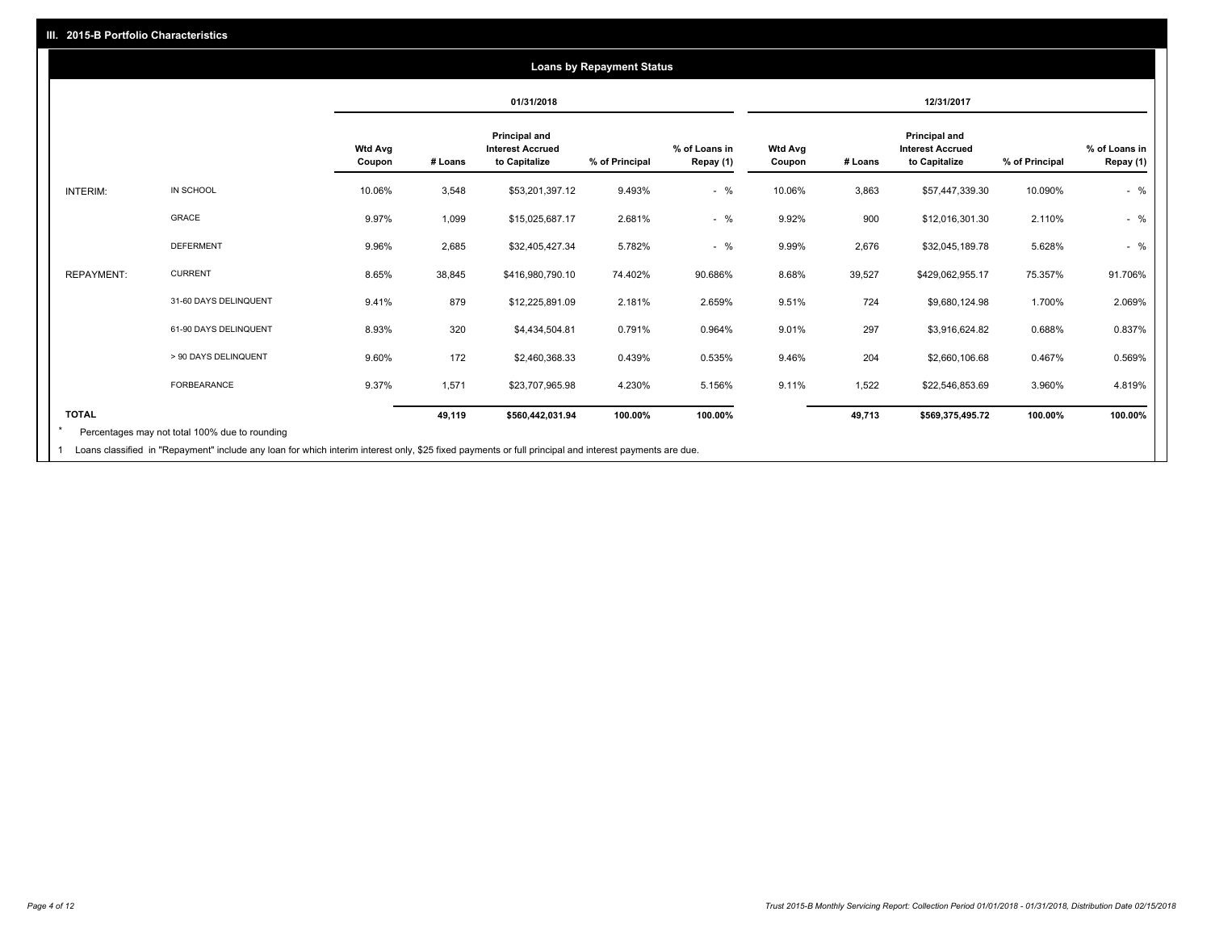## III. 2015-B Portfolio Characteristics

### Loans by Repayment Status

| | | 01/31/2018 | | | | | 12/31/2017 | | | | |
|---|---|---|---|---|---|---|---|---|---|---|---|
| | | **Wtd Avg Coupon** | **# Loans** | **Principal and Interest Accrued to Capitalize** | **% of Principal** | **% of Loans in Repay (1)** | **Wtd Avg Coupon** | **# Loans** | **Principal and Interest Accrued to Capitalize** | **% of Principal** | **% of Loans in Repay (1)** |
| INTERIM: | IN SCHOOL | 10.06% | 3,548 | $53,201,397.12 | 9.493% | - % | 10.06% | 3,863 | $57,447,339.30 | 10.090% | - % |
| | GRACE | 9.97% | 1,099 | $15,025,687.17 | 2.681% | - % | 9.92% | 900 | $12,016,301.30 | 2.110% | - % |
| | DEFERMENT | 9.96% | 2,685 | $32,405,427.34 | 5.782% | - % | 9.99% | 2,676 | $32,045,189.78 | 5.628% | - % |
| REPAYMENT: | CURRENT | 8.65% | 38,845 | $416,980,790.10 | 74.402% | 90.686% | 8.68% | 39,527 | $429,062,955.17 | 75.357% | 91.706% |
| | 31-60 DAYS DELINQUENT | 9.41% | 879 | $12,225,891.09 | 2.181% | 2.659% | 9.51% | 724 | $9,680,124.98 | 1.700% | 2.069% |
| | 61-90 DAYS DELINQUENT | 8.93% | 320 | $4,434,504.81 | 0.791% | 0.964% | 9.01% | 297 | $3,916,624.82 | 0.688% | 0.837% |
| | > 90 DAYS DELINQUENT | 9.60% | 172 | $2,460,368.33 | 0.439% | 0.535% | 9.46% | 204 | $2,660,106.68 | 0.467% | 0.569% |
| | FORBEARANCE | 9.37% | 1,571 | $23,707,965.98 | 4.230% | 5.156% | 9.11% | 1,522 | $22,546,853.69 | 3.960% | 4.819% |
| **TOTAL** | | | **49,119** | **$560,442,031.94** | **100.00%** | **100.00%** | | **49,713** | **$569,375,495.72** | **100.00%** | **100.00%** |

* Percentages may not total 100% due to rounding

1 Loans classified in "Repayment" include any loan for which interim interest only, $25 fixed payments or full principal and interest payments are due.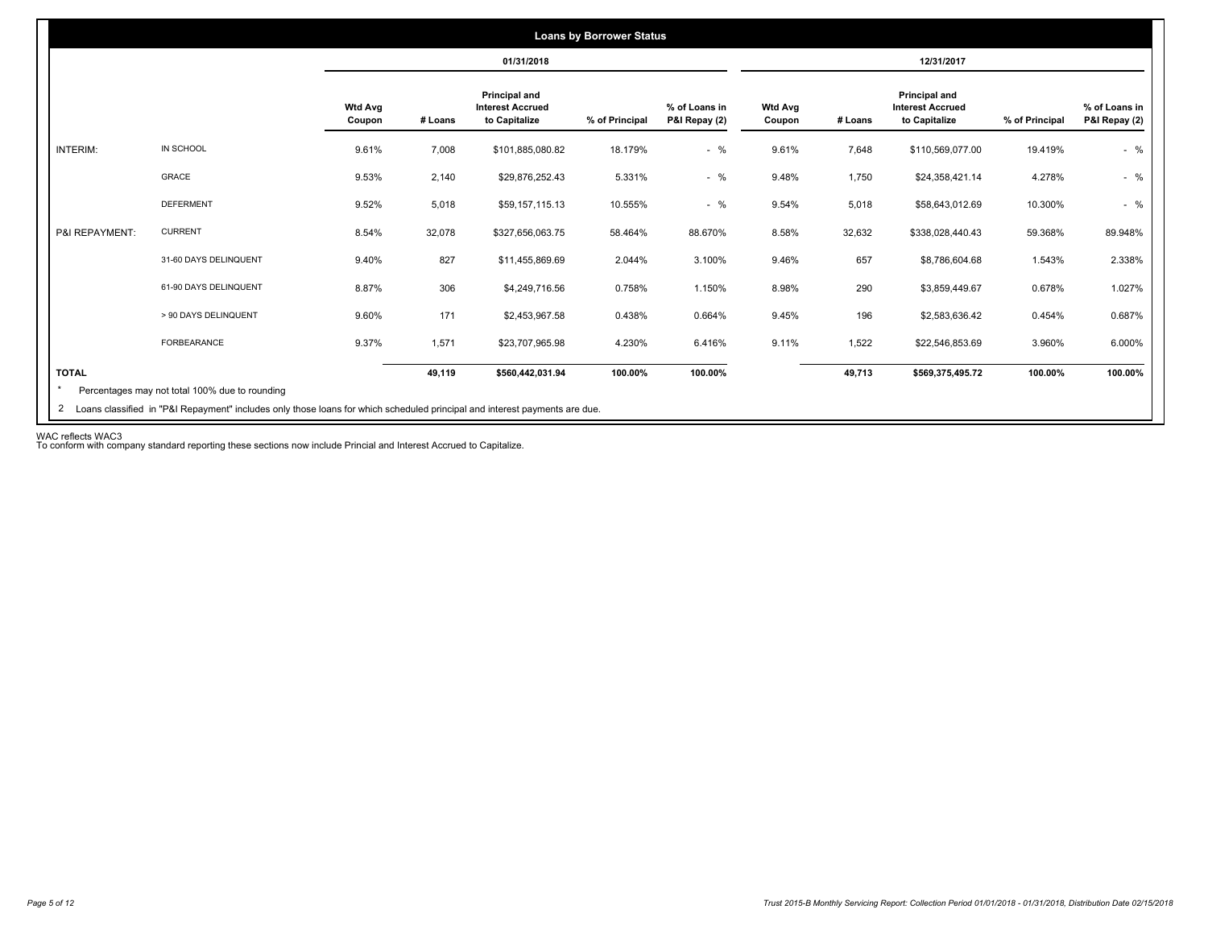## Loans by Borrower Status

| | | 01/31/2018 | | | | | 12/31/2017 | | | | |
|---|---|---|---|---|---|---|---|---|---|---|---|
| | | Wtd Avg Coupon | # Loans | Principal and Interest Accrued to Capitalize | % of Principal | % of Loans in P&I Repay (2) | Wtd Avg Coupon | # Loans | Principal and Interest Accrued to Capitalize | % of Principal | % of Loans in P&I Repay (2) |
| INTERIM: | IN SCHOOL | 9.61% | 7,008 | $101,885,080.82 | 18.179% | - % | 9.61% | 7,648 | $110,569,077.00 | 19.419% | - % |
| | GRACE | 9.53% | 2,140 | $29,876,252.43 | 5.331% | - % | 9.48% | 1,750 | $24,358,421.14 | 4.278% | - % |
| | DEFERMENT | 9.52% | 5,018 | $59,157,115.13 | 10.555% | - % | 9.54% | 5,018 | $58,643,012.69 | 10.300% | - % |
| P&I REPAYMENT: | CURRENT | 8.54% | 32,078 | $327,656,063.75 | 58.464% | 88.670% | 8.58% | 32,632 | $338,028,440.43 | 59.368% | 89.948% |
| | 31-60 DAYS DELINQUENT | 9.40% | 827 | $11,455,869.69 | 2.044% | 3.100% | 9.46% | 657 | $8,786,604.68 | 1.543% | 2.338% |
| | 61-90 DAYS DELINQUENT | 8.87% | 306 | $4,249,716.56 | 0.758% | 1.150% | 8.98% | 290 | $3,859,449.67 | 0.678% | 1.027% |
| | > 90 DAYS DELINQUENT | 9.60% | 171 | $2,453,967.58 | 0.438% | 0.664% | 9.45% | 196 | $2,583,636.42 | 0.454% | 0.687% |
| | FORBEARANCE | 9.37% | 1,571 | $23,707,965.98 | 4.230% | 6.416% | 9.11% | 1,522 | $22,546,853.69 | 3.960% | 6.000% |
| **TOTAL** | | | **49,119** | **$560,442,031.94** | **100.00%** | **100.00%** | | **49,713** | **$569,375,495.72** | **100.00%** | **100.00%** |

\* Percentages may not total 100% due to rounding

2 Loans classified in "P&I Repayment" includes only those loans for which scheduled principal and interest payments are due.

WAC reflects WAC3

To conform with company standard reporting these sections now include Princial and Interest Accrued to Capitalize.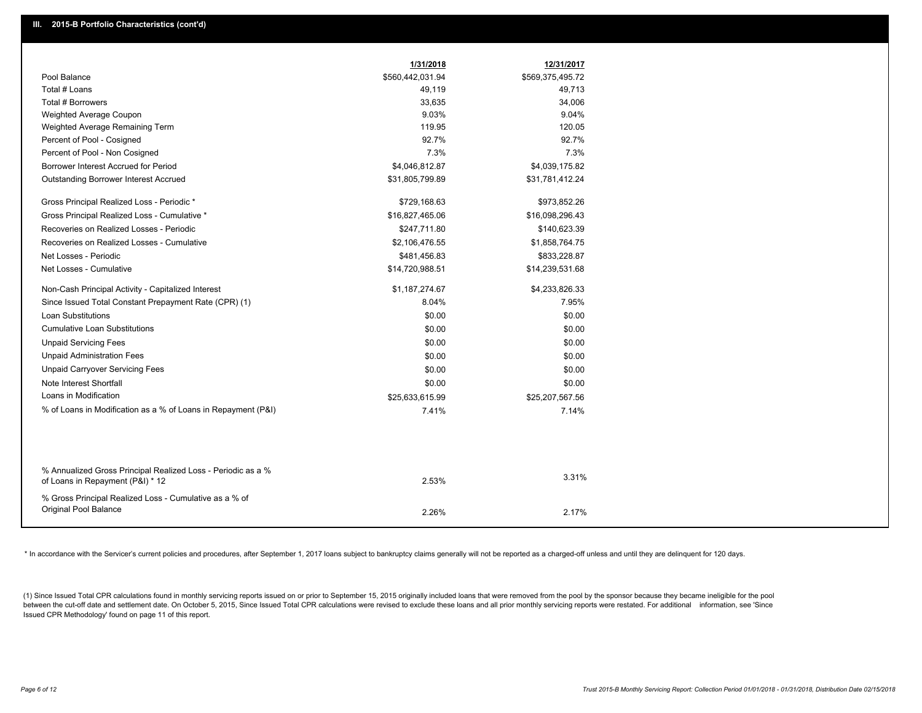## III. 2015-B Portfolio Characteristics (cont'd)

| | 1/31/2018 | 12/31/2017 |
|---|---|---|
| Pool Balance | $560,442,031.94 | $569,375,495.72 |
| Total # Loans | 49,119 | 49,713 |
| Total # Borrowers | 33,635 | 34,006 |
| Weighted Average Coupon | 9.03% | 9.04% |
| Weighted Average Remaining Term | 119.95 | 120.05 |
| Percent of Pool - Cosigned | 92.7% | 92.7% |
| Percent of Pool - Non Cosigned | 7.3% | 7.3% |
| Borrower Interest Accrued for Period | $4,046,812.87 | $4,039,175.82 |
| Outstanding Borrower Interest Accrued | $31,805,799.89 | $31,781,412.24 |
| Gross Principal Realized Loss - Periodic * | $729,168.63 | $973,852.26 |
| Gross Principal Realized Loss - Cumulative * | $16,827,465.06 | $16,098,296.43 |
| Recoveries on Realized Losses - Periodic | $247,711.80 | $140,623.39 |
| Recoveries on Realized Losses - Cumulative | $2,106,476.55 | $1,858,764.75 |
| Net Losses - Periodic | $481,456.83 | $833,228.87 |
| Net Losses - Cumulative | $14,720,988.51 | $14,239,531.68 |
| Non-Cash Principal Activity - Capitalized Interest | $1,187,274.67 | $4,233,826.33 |
| Since Issued Total Constant Prepayment Rate (CPR) (1) | 8.04% | 7.95% |
| Loan Substitutions | $0.00 | $0.00 |
| Cumulative Loan Substitutions | $0.00 | $0.00 |
| Unpaid Servicing Fees | $0.00 | $0.00 |
| Unpaid Administration Fees | $0.00 | $0.00 |
| Unpaid Carryover Servicing Fees | $0.00 | $0.00 |
| Note Interest Shortfall | $0.00 | $0.00 |
| Loans in Modification | $25,633,615.99 | $25,207,567.56 |
| % of Loans in Modification as a % of Loans in Repayment (P&I) | 7.41% | 7.14% |
| % Annualized Gross Principal Realized Loss - Periodic as a % of Loans in Repayment (P&I) * 12 | 2.53% | 3.31% |
| % Gross Principal Realized Loss - Cumulative as a % of Original Pool Balance | 2.26% | 2.17% |

* In accordance with the Servicer's current policies and procedures, after September 1, 2017 loans subject to bankruptcy claims generally will not be reported as a charged-off unless and until they are delinquent for 120 days.

(1) Since Issued Total CPR calculations found in monthly servicing reports issued on or prior to September 15, 2015 originally included loans that were removed from the pool by the sponsor because they became ineligible for the pool between the cut-off date and settlement date. On October 5, 2015, Since Issued Total CPR calculations were revised to exclude these loans and all prior monthly servicing reports were restated. For additional information, see 'Since Issued CPR Methodology' found on page 11 of this report.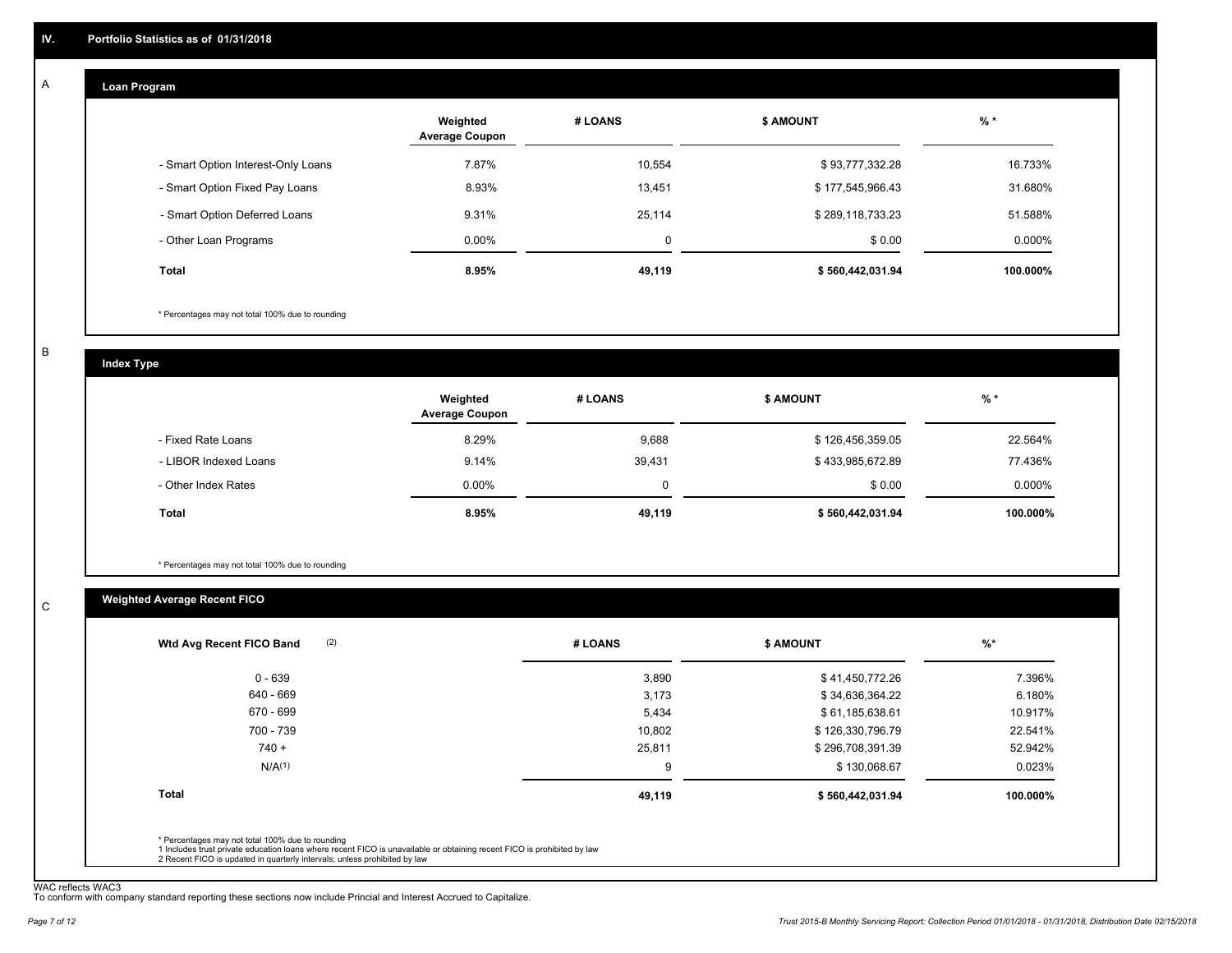## IV. Portfolio Statistics as of 01/31/2018

### A. Loan Program

| | Weighted Average Coupon | # LOANS | $ AMOUNT | % * |
|---|---|---|---|---|
| - Smart Option Interest-Only Loans | 7.87% | 10,554 | $ 93,777,332.28 | 16.733% |
| - Smart Option Fixed Pay Loans | 8.93% | 13,451 | $ 177,545,966.43 | 31.680% |
| - Smart Option Deferred Loans | 9.31% | 25,114 | $ 289,118,733.23 | 51.588% |
| - Other Loan Programs | 0.00% | 0 | $ 0.00 | 0.000% |
| **Total** | **8.95%** | **49,119** | **$ 560,442,031.94** | **100.000%** |

* Percentages may not total 100% due to rounding

### B. Index Type

| | Weighted Average Coupon | # LOANS | $ AMOUNT | % * |
|---|---|---|---|---|
| - Fixed Rate Loans | 8.29% | 9,688 | $ 126,456,359.05 | 22.564% |
| - LIBOR Indexed Loans | 9.14% | 39,431 | $ 433,985,672.89 | 77.436% |
| - Other Index Rates | 0.00% | 0 | $ 0.00 | 0.000% |
| **Total** | **8.95%** | **49,119** | **$ 560,442,031.94** | **100.000%** |

* Percentages may not total 100% due to rounding

### C. Weighted Average Recent FICO

| Wtd Avg Recent FICO Band (2) | # LOANS | $ AMOUNT | %* |
|---|---|---|---|
| 0 - 639 | 3,890 | $ 41,450,772.26 | 7.396% |
| 640 - 669 | 3,173 | $ 34,636,364.22 | 6.180% |
| 670 - 699 | 5,434 | $ 61,185,638.61 | 10.917% |
| 700 - 739 | 10,802 | $ 126,330,796.79 | 22.541% |
| 740 + | 25,811 | $ 296,708,391.39 | 52.942% |
| N/A(1) | 9 | $ 130,068.67 | 0.023% |
| **Total** | **49,119** | **$ 560,442,031.94** | **100.000%** |

* Percentages may not total 100% due to rounding
1 Includes trust private education loans where recent FICO is unavailable or obtaining recent FICO is prohibited by law
2 Recent FICO is updated in quarterly intervals; unless prohibited by law

WAC reflects WAC3
To conform with company standard reporting these sections now include Princial and Interest Accrued to Capitalize.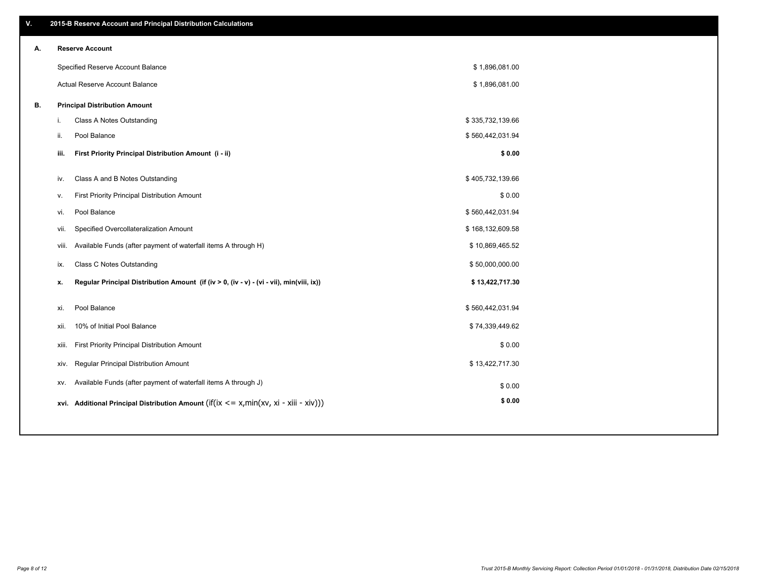## V. 2015-B Reserve Account and Principal Distribution Calculations

### A. Reserve Account

| | |
|---|---|
| Specified Reserve Account Balance | $ 1,896,081.00 |
| Actual Reserve Account Balance | $ 1,896,081.00 |

### B. Principal Distribution Amount

| | | |
|---|---|---|
| i. | Class A Notes Outstanding | $ 335,732,139.66 |
| ii. | Pool Balance | $ 560,442,031.94 |
| **iii.** | **First Priority Principal Distribution Amount (i - ii)** | **$ 0.00** |
| iv. | Class A and B Notes Outstanding | $ 405,732,139.66 |
| v. | First Priority Principal Distribution Amount | $ 0.00 |
| vi. | Pool Balance | $ 560,442,031.94 |
| vii. | Specified Overcollateralization Amount | $ 168,132,609.58 |
| viii. | Available Funds (after payment of waterfall items A through H) | $ 10,869,465.52 |
| ix. | Class C Notes Outstanding | $ 50,000,000.00 |
| **x.** | **Regular Principal Distribution Amount (if (iv > 0, (iv - v) - (vi - vii), min(viii, ix))** | **$ 13,422,717.30** |
| xi. | Pool Balance | $ 560,442,031.94 |
| xii. | 10% of Initial Pool Balance | $ 74,339,449.62 |
| xiii. | First Priority Principal Distribution Amount | $ 0.00 |
| xiv. | Regular Principal Distribution Amount | $ 13,422,717.30 |
| xv. | Available Funds (after payment of waterfall items A through J) | $ 0.00 |
| **xvi.** | **Additional Principal Distribution Amount** (if(ix <= x,min(xv, xi - xiii - xiv))) | **$ 0.00** |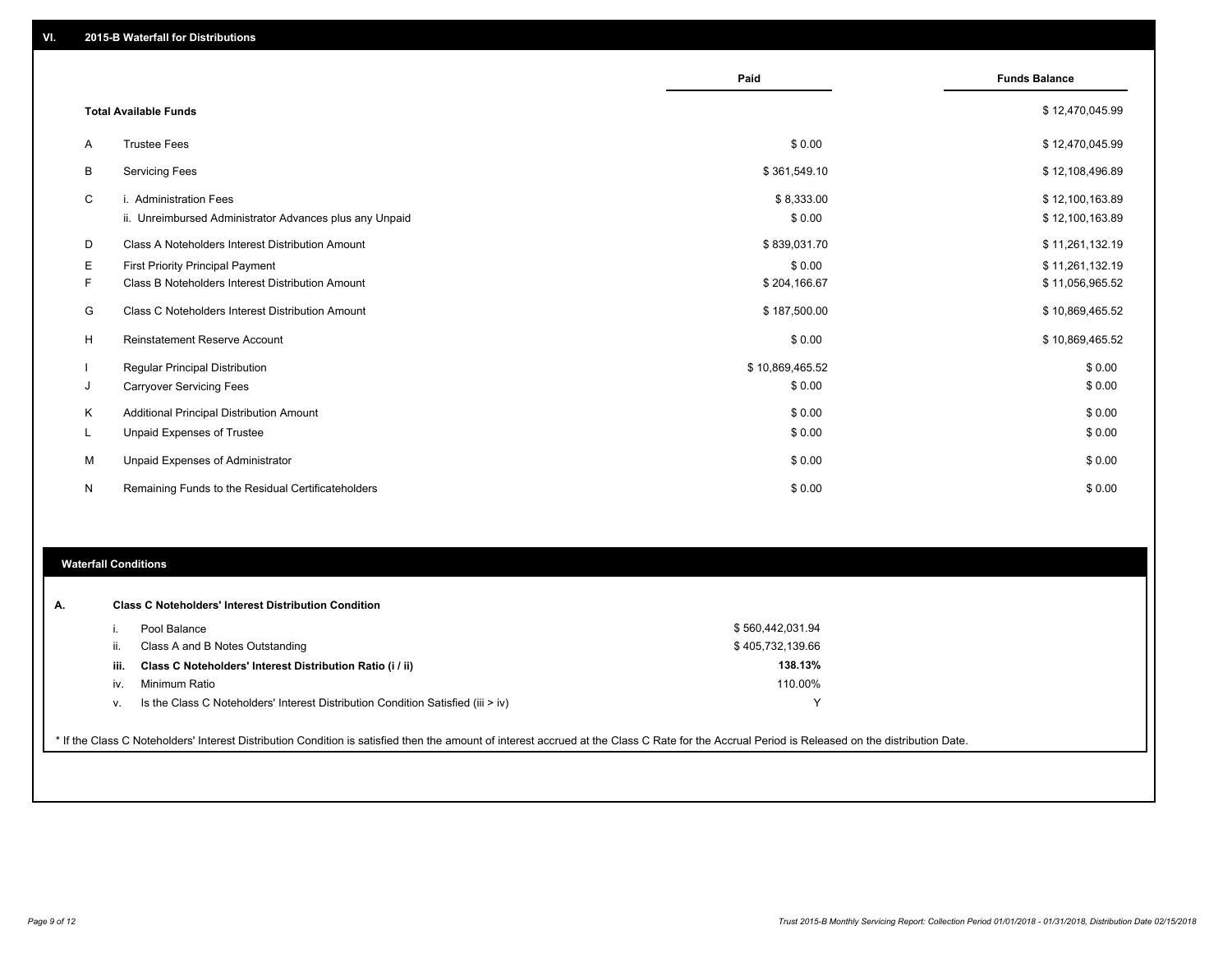## VI. 2015-B Waterfall for Distributions

| | | Paid | Funds Balance |
|---|---|---|---|
| | **Total Available Funds** | | $ 12,470,045.99 |
| A | Trustee Fees | $ 0.00 | $ 12,470,045.99 |
| B | Servicing Fees | $ 361,549.10 | $ 12,108,496.89 |
| C | i. Administration Fees | $ 8,333.00 | $ 12,100,163.89 |
| | ii. Unreimbursed Administrator Advances plus any Unpaid | $ 0.00 | $ 12,100,163.89 |
| D | Class A Noteholders Interest Distribution Amount | $ 839,031.70 | $ 11,261,132.19 |
| E | First Priority Principal Payment | $ 0.00 | $ 11,261,132.19 |
| F | Class B Noteholders Interest Distribution Amount | $ 204,166.67 | $ 11,056,965.52 |
| G | Class C Noteholders Interest Distribution Amount | $ 187,500.00 | $ 10,869,465.52 |
| H | Reinstatement Reserve Account | $ 0.00 | $ 10,869,465.52 |
| I | Regular Principal Distribution | $ 10,869,465.52 | $ 0.00 |
| J | Carryover Servicing Fees | $ 0.00 | $ 0.00 |
| K | Additional Principal Distribution Amount | $ 0.00 | $ 0.00 |
| L | Unpaid Expenses of Trustee | $ 0.00 | $ 0.00 |
| M | Unpaid Expenses of Administrator | $ 0.00 | $ 0.00 |
| N | Remaining Funds to the Residual Certificateholders | $ 0.00 | $ 0.00 |

### Waterfall Conditions

**A. Class C Noteholders' Interest Distribution Condition**

| | | |
|---|---|---|
| i. | Pool Balance | $ 560,442,031.94 |
| ii. | Class A and B Notes Outstanding | $ 405,732,139.66 |
| **iii.** | **Class C Noteholders' Interest Distribution Ratio (i / ii)** | **138.13%** |
| iv. | Minimum Ratio | 110.00% |
| v. | Is the Class C Noteholders' Interest Distribution Condition Satisfied (iii > iv) | Y |

* If the Class C Noteholders' Interest Distribution Condition is satisfied then the amount of interest accrued at the Class C Rate for the Accrual Period is Released on the distribution Date.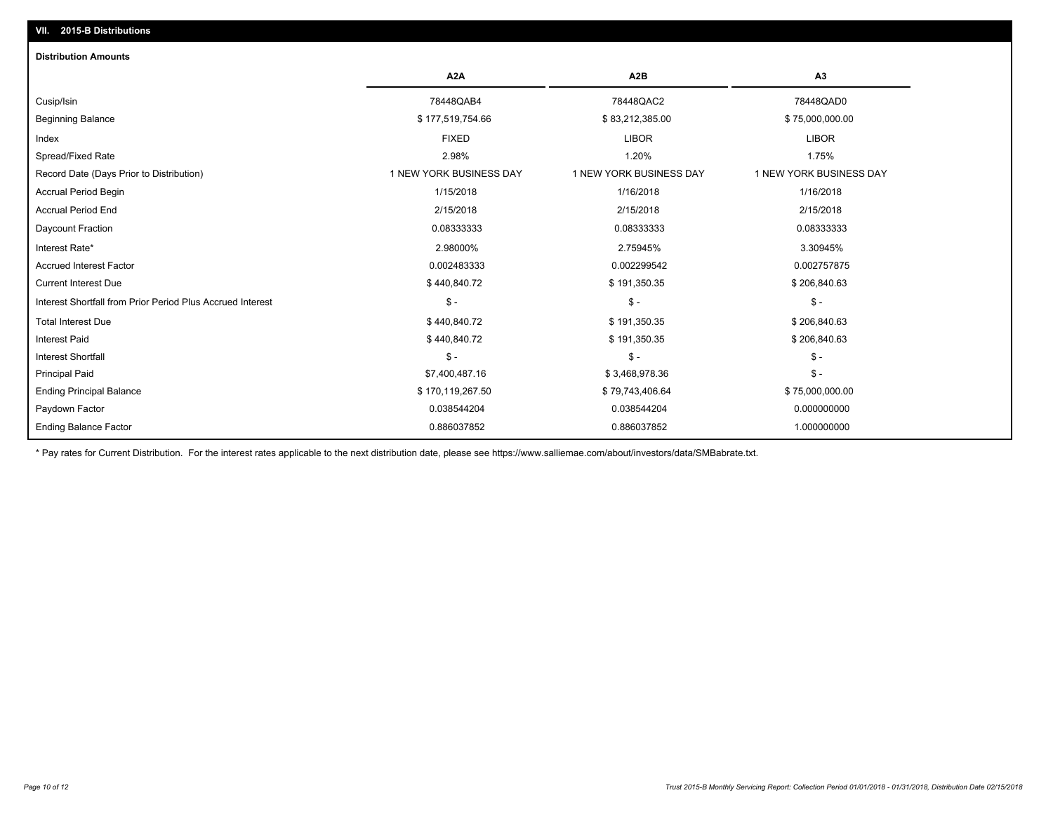## VII. 2015-B Distributions

### Distribution Amounts

| | A2A | A2B | A3 |
|---|---|---|---|
| Cusip/Isin | 78448QAB4 | 78448QAC2 | 78448QAD0 |
| Beginning Balance | $ 177,519,754.66 | $ 83,212,385.00 | $ 75,000,000.00 |
| Index | FIXED | LIBOR | LIBOR |
| Spread/Fixed Rate | 2.98% | 1.20% | 1.75% |
| Record Date (Days Prior to Distribution) | 1 NEW YORK BUSINESS DAY | 1 NEW YORK BUSINESS DAY | 1 NEW YORK BUSINESS DAY |
| Accrual Period Begin | 1/15/2018 | 1/16/2018 | 1/16/2018 |
| Accrual Period End | 2/15/2018 | 2/15/2018 | 2/15/2018 |
| Daycount Fraction | 0.08333333 | 0.08333333 | 0.08333333 |
| Interest Rate* | 2.98000% | 2.75945% | 3.30945% |
| Accrued Interest Factor | 0.002483333 | 0.002299542 | 0.002757875 |
| Current Interest Due | $ 440,840.72 | $ 191,350.35 | $ 206,840.63 |
| Interest Shortfall from Prior Period Plus Accrued Interest | $ - | $ - | $ - |
| Total Interest Due | $ 440,840.72 | $ 191,350.35 | $ 206,840.63 |
| Interest Paid | $ 440,840.72 | $ 191,350.35 | $ 206,840.63 |
| Interest Shortfall | $ - | $ - | $ - |
| Principal Paid | $7,400,487.16 | $ 3,468,978.36 | $ - |
| Ending Principal Balance | $ 170,119,267.50 | $ 79,743,406.64 | $ 75,000,000.00 |
| Paydown Factor | 0.038544204 | 0.038544204 | 0.000000000 |
| Ending Balance Factor | 0.886037852 | 0.886037852 | 1.000000000 |

* Pay rates for Current Distribution. For the interest rates applicable to the next distribution date, please see https://www.salliemae.com/about/investors/data/SMBabrate.txt.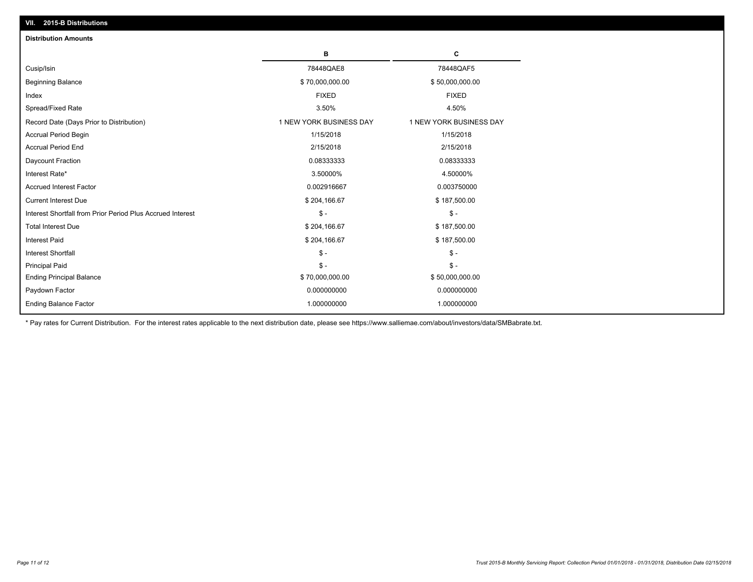## VII. 2015-B Distributions

### Distribution Amounts

| | B | C |
|---|---|---|
| Cusip/Isin | 78448QAE8 | 78448QAF5 |
| Beginning Balance | $ 70,000,000.00 | $ 50,000,000.00 |
| Index | FIXED | FIXED |
| Spread/Fixed Rate | 3.50% | 4.50% |
| Record Date (Days Prior to Distribution) | 1 NEW YORK BUSINESS DAY | 1 NEW YORK BUSINESS DAY |
| Accrual Period Begin | 1/15/2018 | 1/15/2018 |
| Accrual Period End | 2/15/2018 | 2/15/2018 |
| Daycount Fraction | 0.08333333 | 0.08333333 |
| Interest Rate* | 3.50000% | 4.50000% |
| Accrued Interest Factor | 0.002916667 | 0.003750000 |
| Current Interest Due | $ 204,166.67 | $ 187,500.00 |
| Interest Shortfall from Prior Period Plus Accrued Interest | $ - | $ - |
| Total Interest Due | $ 204,166.67 | $ 187,500.00 |
| Interest Paid | $ 204,166.67 | $ 187,500.00 |
| Interest Shortfall | $ - | $ - |
| Principal Paid | $ - | $ - |
| Ending Principal Balance | $ 70,000,000.00 | $ 50,000,000.00 |
| Paydown Factor | 0.000000000 | 0.000000000 |
| Ending Balance Factor | 1.000000000 | 1.000000000 |

\* Pay rates for Current Distribution. For the interest rates applicable to the next distribution date, please see https://www.salliemae.com/about/investors/data/SMBabrate.txt.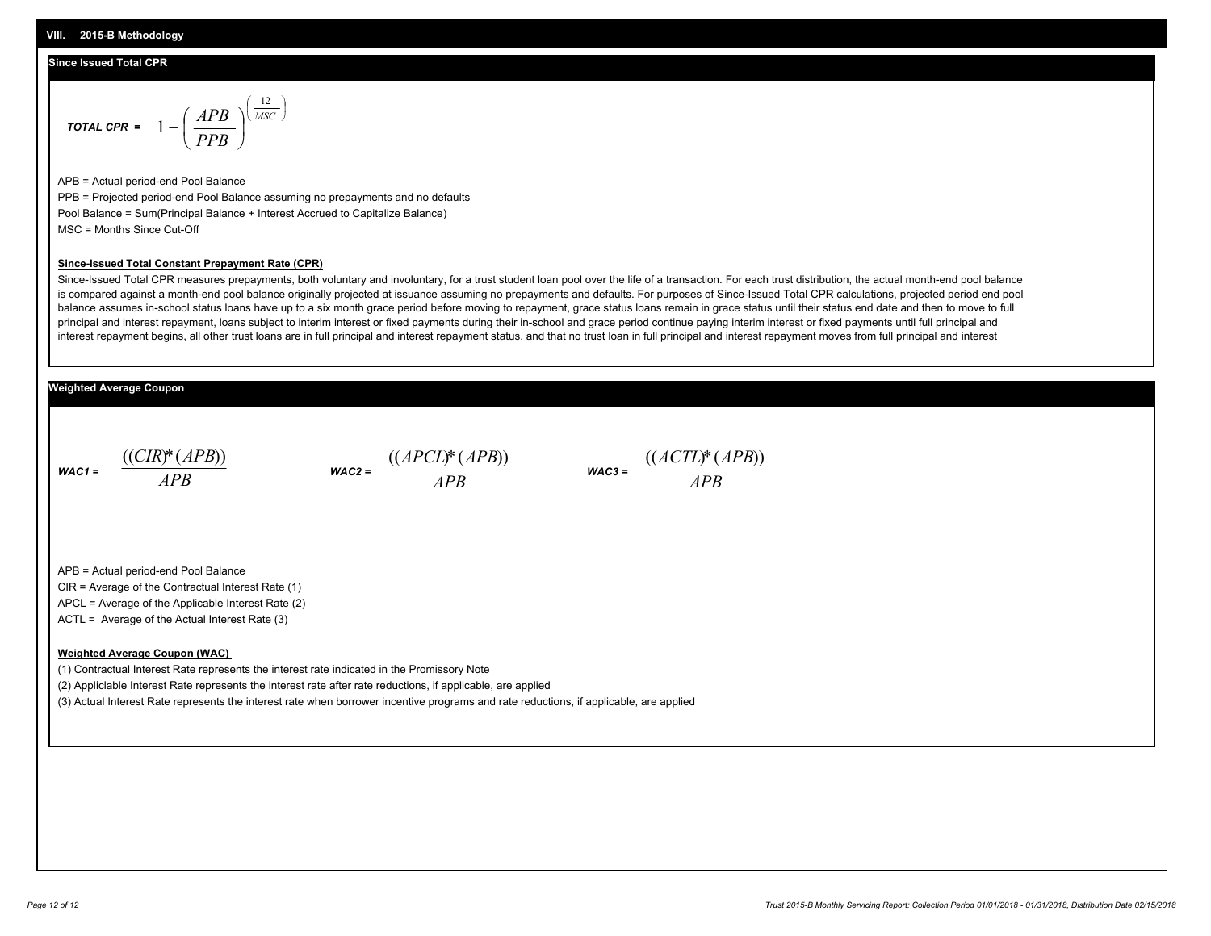## VIII. 2015-B Methodology

### Since Issued Total CPR

**TOTAL CPR =** $$1 - \left(\frac{APB}{PPB}\right)^{\left(\frac{12}{MSC}\right)}$$

APB = Actual period-end Pool Balance

PPB = Projected period-end Pool Balance assuming no prepayments and no defaults

Pool Balance = Sum(Principal Balance + Interest Accrued to Capitalize Balance)

MSC = Months Since Cut-Off

**Since-Issued Total Constant Prepayment Rate (CPR)**

Since-Issued Total CPR measures prepayments, both voluntary and involuntary, for a trust student loan pool over the life of a transaction. For each trust distribution, the actual month-end pool balance is compared against a month-end pool balance originally projected at issuance assuming no prepayments and defaults. For purposes of Since-Issued Total CPR calculations, projected period end pool balance assumes in-school status loans have up to a six month grace period before moving to repayment, grace status loans remain in grace status until their status end date and then to move to full principal and interest repayment, loans subject to interim interest or fixed payments during their in-school and grace period continue paying interim interest or fixed payments until full principal and interest repayment begins, all other trust loans are in full principal and interest repayment status, and that no trust loan in full principal and interest repayment moves from full principal and interest

### Weighted Average Coupon

**WAC1 =** $$\frac{((CIR)*(APB))}{APB}$$

**WAC2 =** $$\frac{((APCL)*(APB))}{APB}$$

**WAC3 =** $$\frac{((ACTL)*(APB))}{APB}$$

APB = Actual period-end Pool Balance

CIR = Average of the Contractual Interest Rate (1)

APCL = Average of the Applicable Interest Rate (2)

ACTL = Average of the Actual Interest Rate (3)

**Weighted Average Coupon (WAC)**

(1) Contractual Interest Rate represents the interest rate indicated in the Promissory Note

(2) Appliclable Interest Rate represents the interest rate after rate reductions, if applicable, are applied

(3) Actual Interest Rate represents the interest rate when borrower incentive programs and rate reductions, if applicable, are applied